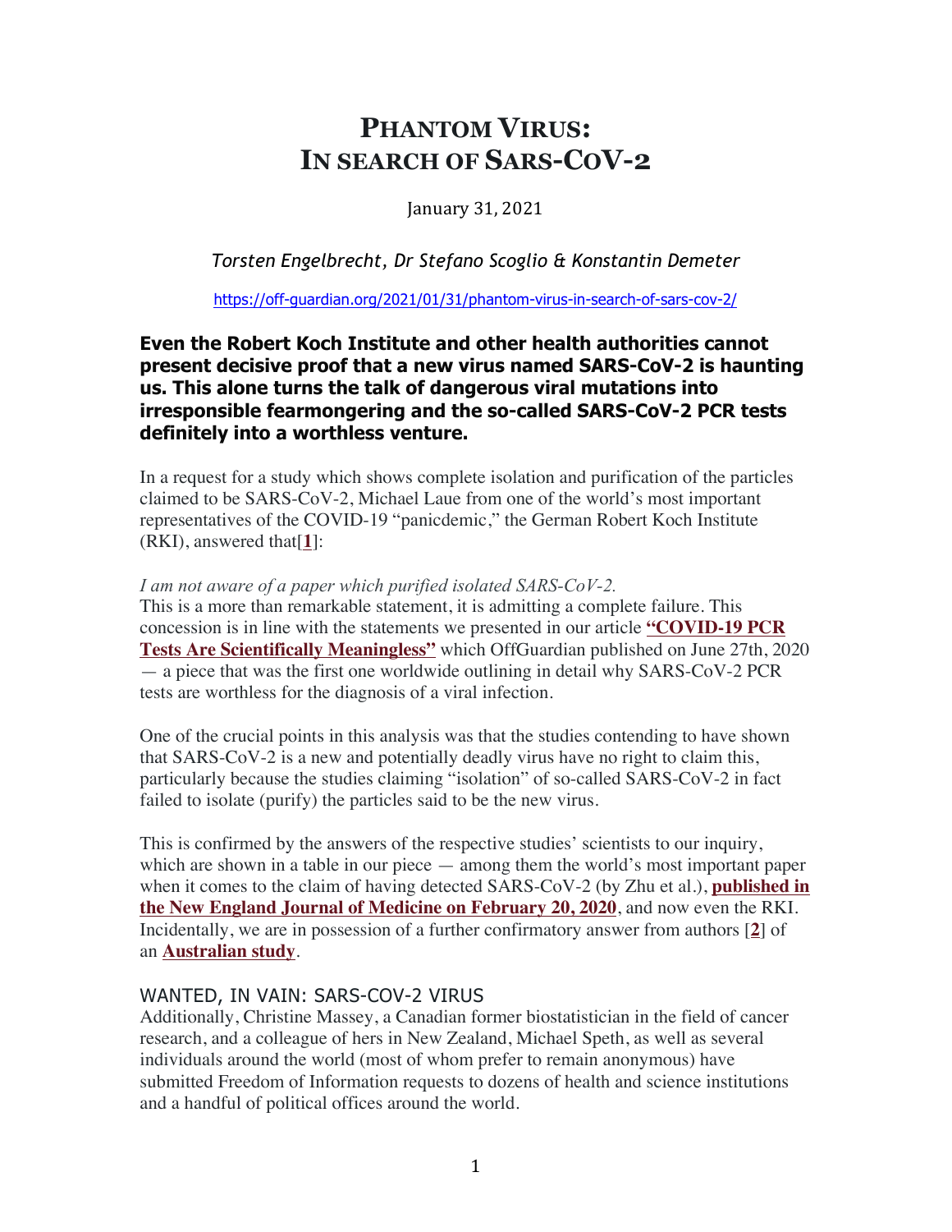# PHANTOM VIRUS:
# IN SEARCH OF SARS-COV-2

January 31, 2021

*Torsten Engelbrecht, Dr Stefano Scoglio & Konstantin Demeter*

https://off-guardian.org/2021/01/31/phantom-virus-in-search-of-sars-cov-2/

**Even the Robert Koch Institute and other health authorities cannot present decisive proof that a new virus named SARS-CoV-2 is haunting us. This alone turns the talk of dangerous viral mutations into irresponsible fearmongering and the so-called SARS-CoV-2 PCR tests definitely into a worthless venture.**

In a request for a study which shows complete isolation and purification of the particles claimed to be SARS-CoV-2, Michael Laue from one of the world's most important representatives of the COVID-19 "panicdemic," the German Robert Koch Institute (RKI), answered that[**1**]:

*I am not aware of a paper which purified isolated SARS-CoV-2.*

This is a more than remarkable statement, it is admitting a complete failure. This concession is in line with the statements we presented in our article **"COVID-19 PCR Tests Are Scientifically Meaningless"** which OffGuardian published on June 27th, 2020 — a piece that was the first one worldwide outlining in detail why SARS-CoV-2 PCR tests are worthless for the diagnosis of a viral infection.

One of the crucial points in this analysis was that the studies contending to have shown that SARS-CoV-2 is a new and potentially deadly virus have no right to claim this, particularly because the studies claiming "isolation" of so-called SARS-CoV-2 in fact failed to isolate (purify) the particles said to be the new virus.

This is confirmed by the answers of the respective studies' scientists to our inquiry, which are shown in a table in our piece — among them the world's most important paper when it comes to the claim of having detected SARS-CoV-2 (by Zhu et al.), **published in the New England Journal of Medicine on February 20, 2020**, and now even the RKI. Incidentally, we are in possession of a further confirmatory answer from authors [**2**] of an **Australian study**.

## WANTED, IN VAIN: SARS-COV-2 VIRUS

Additionally, Christine Massey, a Canadian former biostatistician in the field of cancer research, and a colleague of hers in New Zealand, Michael Speth, as well as several individuals around the world (most of whom prefer to remain anonymous) have submitted Freedom of Information requests to dozens of health and science institutions and a handful of political offices around the world.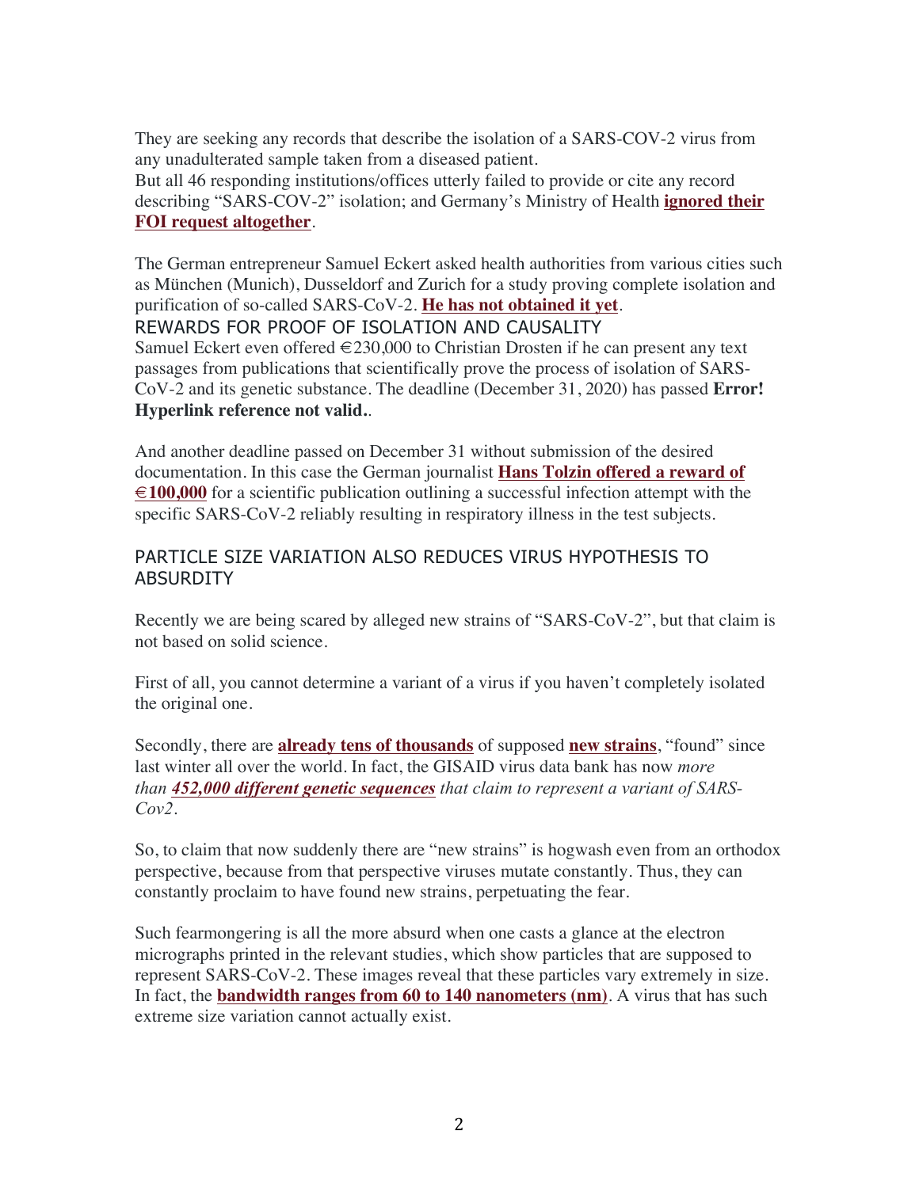They are seeking any records that describe the isolation of a SARS-COV-2 virus from any unadulterated sample taken from a diseased patient.
But all 46 responding institutions/offices utterly failed to provide or cite any record describing "SARS-COV-2" isolation; and Germany's Ministry of Health **ignored their FOI request altogether**.

The German entrepreneur Samuel Eckert asked health authorities from various cities such as München (Munich), Dusseldorf and Zurich for a study proving complete isolation and purification of so-called SARS-CoV-2. **He has not obtained it yet**.

## REWARDS FOR PROOF OF ISOLATION AND CAUSALITY

Samuel Eckert even offered €230,000 to Christian Drosten if he can present any text passages from publications that scientifically prove the process of isolation of SARS-CoV-2 and its genetic substance. The deadline (December 31, 2020) has passed **Error! Hyperlink reference not valid.**.

And another deadline passed on December 31 without submission of the desired documentation. In this case the German journalist **Hans Tolzin offered a reward of €100,000** for a scientific publication outlining a successful infection attempt with the specific SARS-CoV-2 reliably resulting in respiratory illness in the test subjects.

## PARTICLE SIZE VARIATION ALSO REDUCES VIRUS HYPOTHESIS TO ABSURDITY

Recently we are being scared by alleged new strains of "SARS-CoV-2", but that claim is not based on solid science.

First of all, you cannot determine a variant of a virus if you haven't completely isolated the original one.

Secondly, there are **already tens of thousands** of supposed **new strains**, "found" since last winter all over the world. In fact, the GISAID virus data bank has now *more than **452,000 different genetic sequences** that claim to represent a variant of SARS-Cov2*.

So, to claim that now suddenly there are "new strains" is hogwash even from an orthodox perspective, because from that perspective viruses mutate constantly. Thus, they can constantly proclaim to have found new strains, perpetuating the fear.

Such fearmongering is all the more absurd when one casts a glance at the electron micrographs printed in the relevant studies, which show particles that are supposed to represent SARS-CoV-2. These images reveal that these particles vary extremely in size. In fact, the **bandwidth ranges from 60 to 140 nanometers (nm)**. A virus that has such extreme size variation cannot actually exist.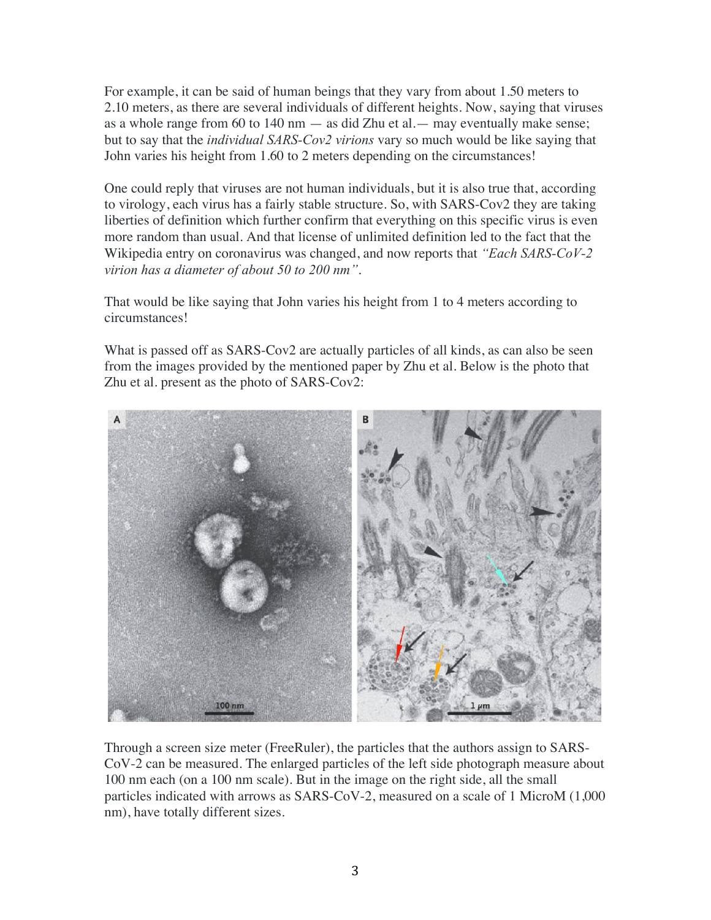For example, it can be said of human beings that they vary from about 1.50 meters to 2.10 meters, as there are several individuals of different heights. Now, saying that viruses as a whole range from 60 to 140 nm — as did Zhu et al.— may eventually make sense; but to say that the *individual SARS-Cov2 virions* vary so much would be like saying that John varies his height from 1.60 to 2 meters depending on the circumstances!

One could reply that viruses are not human individuals, but it is also true that, according to virology, each virus has a fairly stable structure. So, with SARS-Cov2 they are taking liberties of definition which further confirm that everything on this specific virus is even more random than usual. And that license of unlimited definition led to the fact that the Wikipedia entry on coronavirus was changed, and now reports that *"Each SARS-CoV-2 virion has a diameter of about 50 to 200 nm"*.

That would be like saying that John varies his height from 1 to 4 meters according to circumstances!

What is passed off as SARS-Cov2 are actually particles of all kinds, as can also be seen from the images provided by the mentioned paper by Zhu et al. Below is the photo that Zhu et al. present as the photo of SARS-Cov2:

A

100 nm

B

1 μm

Through a screen size meter (FreeRuler), the particles that the authors assign to SARS-CoV-2 can be measured. The enlarged particles of the left side photograph measure about 100 nm each (on a 100 nm scale). But in the image on the right side, all the small particles indicated with arrows as SARS-CoV-2, measured on a scale of 1 MicroM (1,000 nm), have totally different sizes.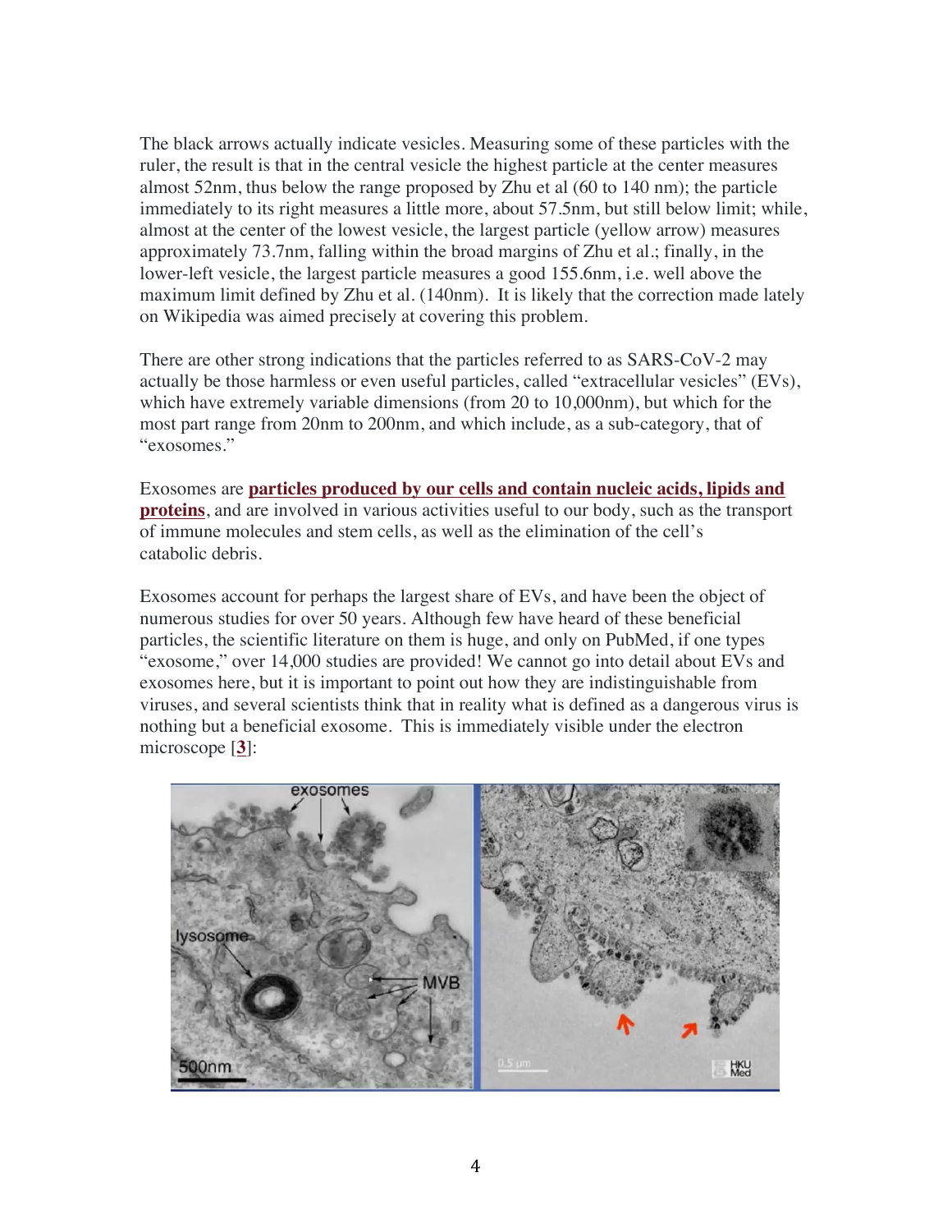The black arrows actually indicate vesicles. Measuring some of these particles with the ruler, the result is that in the central vesicle the highest particle at the center measures almost 52nm, thus below the range proposed by Zhu et al (60 to 140 nm); the particle immediately to its right measures a little more, about 57.5nm, but still below limit; while, almost at the center of the lowest vesicle, the largest particle (yellow arrow) measures approximately 73.7nm, falling within the broad margins of Zhu et al.; finally, in the lower-left vesicle, the largest particle measures a good 155.6nm, i.e. well above the maximum limit defined by Zhu et al. (140nm). It is likely that the correction made lately on Wikipedia was aimed precisely at covering this problem.

There are other strong indications that the particles referred to as SARS-CoV-2 may actually be those harmless or even useful particles, called "extracellular vesicles" (EVs), which have extremely variable dimensions (from 20 to 10,000nm), but which for the most part range from 20nm to 200nm, and which include, as a sub-category, that of "exosomes."

Exosomes are **particles produced by our cells and contain nucleic acids, lipids and proteins**, and are involved in various activities useful to our body, such as the transport of immune molecules and stem cells, as well as the elimination of the cell's catabolic debris.

Exosomes account for perhaps the largest share of EVs, and have been the object of numerous studies for over 50 years. Although few have heard of these beneficial particles, the scientific literature on them is huge, and only on PubMed, if one types "exosome," over 14,000 studies are provided! We cannot go into detail about EVs and exosomes here, but it is important to point out how they are indistinguishable from viruses, and several scientists think that in reality what is defined as a dangerous virus is nothing but a beneficial exosome. This is immediately visible under the electron microscope [**3**]:

exosomes

lysosome

MVB

500nm

0.5 μm

HKU Med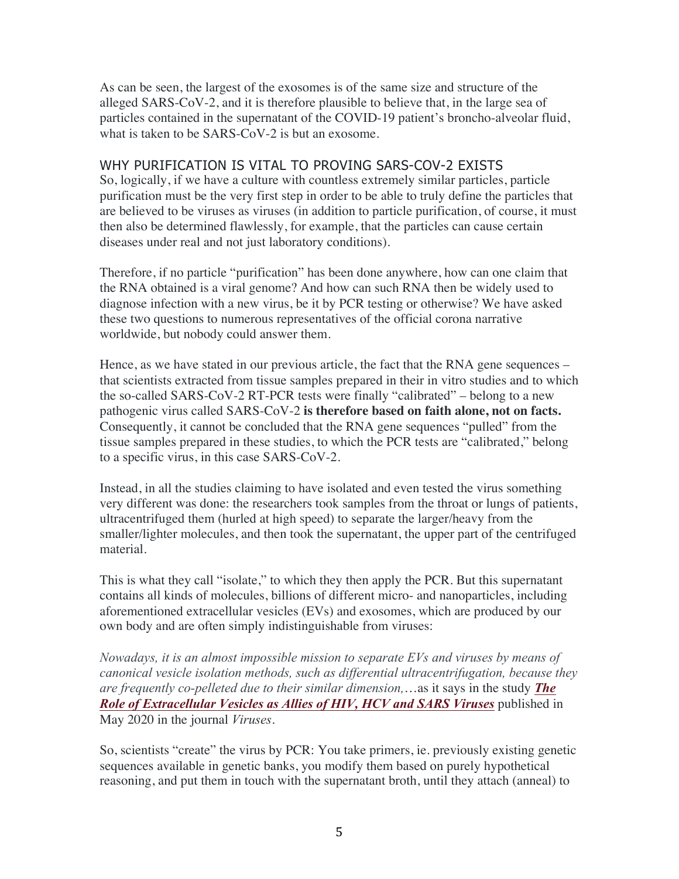As can be seen, the largest of the exosomes is of the same size and structure of the alleged SARS-CoV-2, and it is therefore plausible to believe that, in the large sea of particles contained in the supernatant of the COVID-19 patient's broncho-alveolar fluid, what is taken to be SARS-CoV-2 is but an exosome.

## WHY PURIFICATION IS VITAL TO PROVING SARS-COV-2 EXISTS

So, logically, if we have a culture with countless extremely similar particles, particle purification must be the very first step in order to be able to truly define the particles that are believed to be viruses as viruses (in addition to particle purification, of course, it must then also be determined flawlessly, for example, that the particles can cause certain diseases under real and not just laboratory conditions).

Therefore, if no particle "purification" has been done anywhere, how can one claim that the RNA obtained is a viral genome? And how can such RNA then be widely used to diagnose infection with a new virus, be it by PCR testing or otherwise? We have asked these two questions to numerous representatives of the official corona narrative worldwide, but nobody could answer them.

Hence, as we have stated in our previous article, the fact that the RNA gene sequences – that scientists extracted from tissue samples prepared in their in vitro studies and to which the so-called SARS-CoV-2 RT-PCR tests were finally "calibrated" – belong to a new pathogenic virus called SARS-CoV-2 **is therefore based on faith alone, not on facts.** Consequently, it cannot be concluded that the RNA gene sequences "pulled" from the tissue samples prepared in these studies, to which the PCR tests are "calibrated," belong to a specific virus, in this case SARS-CoV-2.

Instead, in all the studies claiming to have isolated and even tested the virus something very different was done: the researchers took samples from the throat or lungs of patients, ultracentrifuged them (hurled at high speed) to separate the larger/heavy from the smaller/lighter molecules, and then took the supernatant, the upper part of the centrifuged material.

This is what they call "isolate," to which they then apply the PCR. But this supernatant contains all kinds of molecules, billions of different micro- and nanoparticles, including aforementioned extracellular vesicles (EVs) and exosomes, which are produced by our own body and are often simply indistinguishable from viruses:

*Nowadays, it is an almost impossible mission to separate EVs and viruses by means of canonical vesicle isolation methods, such as differential ultracentrifugation, because they are frequently co-pelleted due to their similar dimension,…*as it says in the study ***The Role of Extracellular Vesicles as Allies of HIV, HCV and SARS Viruses*** published in May 2020 in the journal *Viruses*.

So, scientists "create" the virus by PCR: You take primers, ie. previously existing genetic sequences available in genetic banks, you modify them based on purely hypothetical reasoning, and put them in touch with the supernatant broth, until they attach (anneal) to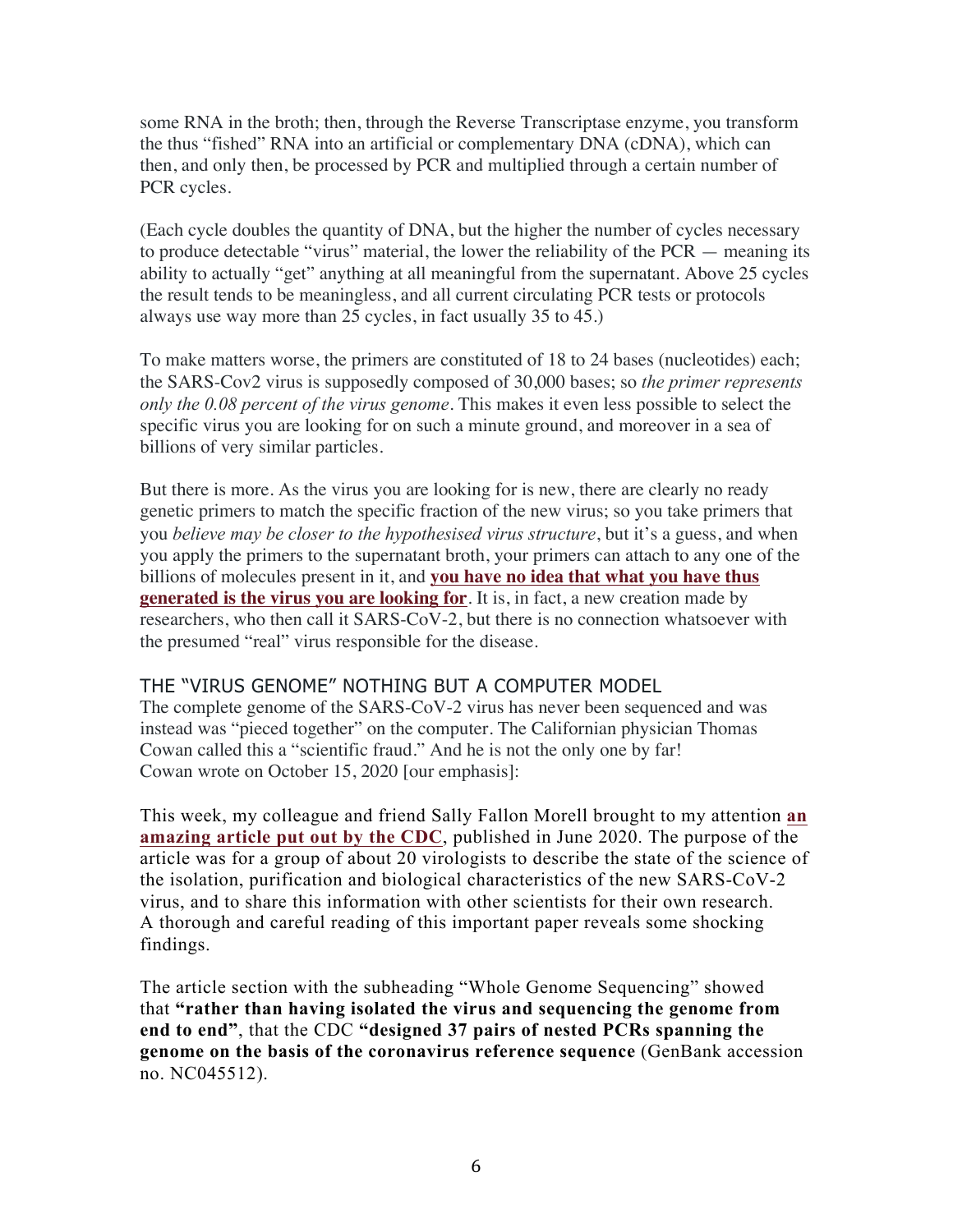some RNA in the broth; then, through the Reverse Transcriptase enzyme, you transform the thus "fished" RNA into an artificial or complementary DNA (cDNA), which can then, and only then, be processed by PCR and multiplied through a certain number of PCR cycles.

(Each cycle doubles the quantity of DNA, but the higher the number of cycles necessary to produce detectable "virus" material, the lower the reliability of the PCR — meaning its ability to actually "get" anything at all meaningful from the supernatant. Above 25 cycles the result tends to be meaningless, and all current circulating PCR tests or protocols always use way more than 25 cycles, in fact usually 35 to 45.)

To make matters worse, the primers are constituted of 18 to 24 bases (nucleotides) each; the SARS-Cov2 virus is supposedly composed of 30,000 bases; so *the primer represents only the 0.08 percent of the virus genome*. This makes it even less possible to select the specific virus you are looking for on such a minute ground, and moreover in a sea of billions of very similar particles.

But there is more. As the virus you are looking for is new, there are clearly no ready genetic primers to match the specific fraction of the new virus; so you take primers that you *believe may be closer to the hypothesised virus structure*, but it's a guess, and when you apply the primers to the supernatant broth, your primers can attach to any one of the billions of molecules present in it, and **you have no idea that what you have thus generated is the virus you are looking for**. It is, in fact, a new creation made by researchers, who then call it SARS-CoV-2, but there is no connection whatsoever with the presumed "real" virus responsible for the disease.

## THE "VIRUS GENOME" NOTHING BUT A COMPUTER MODEL

The complete genome of the SARS-CoV-2 virus has never been sequenced and was instead was "pieced together" on the computer. The Californian physician Thomas Cowan called this a "scientific fraud." And he is not the only one by far! Cowan wrote on October 15, 2020 [our emphasis]:

This week, my colleague and friend Sally Fallon Morell brought to my attention **an amazing article put out by the CDC**, published in June 2020. The purpose of the article was for a group of about 20 virologists to describe the state of the science of the isolation, purification and biological characteristics of the new SARS-CoV-2 virus, and to share this information with other scientists for their own research. A thorough and careful reading of this important paper reveals some shocking findings.

The article section with the subheading "Whole Genome Sequencing" showed that **"rather than having isolated the virus and sequencing the genome from end to end"**, that the CDC **"designed 37 pairs of nested PCRs spanning the genome on the basis of the coronavirus reference sequence** (GenBank accession no. NC045512).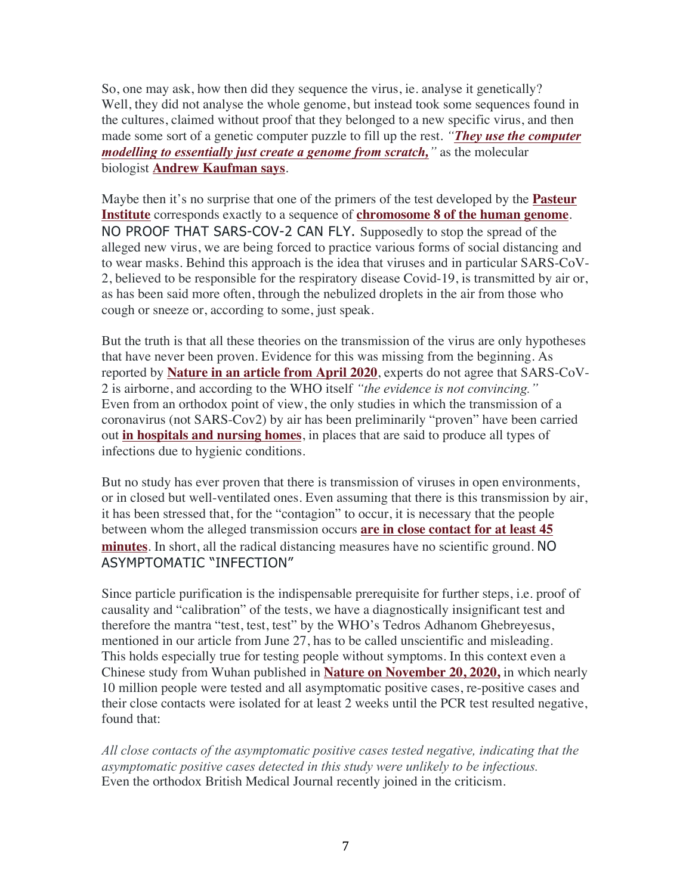So, one may ask, how then did they sequence the virus, ie. analyse it genetically? Well, they did not analyse the whole genome, but instead took some sequences found in the cultures, claimed without proof that they belonged to a new specific virus, and then made some sort of a genetic computer puzzle to fill up the rest. *"**They use the computer modelling to essentially just create a genome from scratch,**"* as the molecular biologist **Andrew Kaufman says**.

Maybe then it's no surprise that one of the primers of the test developed by the **Pasteur Institute** corresponds exactly to a sequence of **chromosome 8 of the human genome**.

## NO PROOF THAT SARS-COV-2 CAN FLY.

Supposedly to stop the spread of the alleged new virus, we are being forced to practice various forms of social distancing and to wear masks. Behind this approach is the idea that viruses and in particular SARS-CoV-2, believed to be responsible for the respiratory disease Covid-19, is transmitted by air or, as has been said more often, through the nebulized droplets in the air from those who cough or sneeze or, according to some, just speak.

But the truth is that all these theories on the transmission of the virus are only hypotheses that have never been proven. Evidence for this was missing from the beginning. As reported by **Nature in an article from April 2020**, experts do not agree that SARS-CoV-2 is airborne, and according to the WHO itself *"the evidence is not convincing."* Even from an orthodox point of view, the only studies in which the transmission of a coronavirus (not SARS-Cov2) by air has been preliminarily "proven" have been carried out **in hospitals and nursing homes**, in places that are said to produce all types of infections due to hygienic conditions.

But no study has ever proven that there is transmission of viruses in open environments, or in closed but well-ventilated ones. Even assuming that there is this transmission by air, it has been stressed that, for the "contagion" to occur, it is necessary that the people between whom the alleged transmission occurs **are in close contact for at least 45 minutes**. In short, all the radical distancing measures have no scientific ground.

## NO ASYMPTOMATIC "INFECTION"

Since particle purification is the indispensable prerequisite for further steps, i.e. proof of causality and "calibration" of the tests, we have a diagnostically insignificant test and therefore the mantra "test, test, test" by the WHO's Tedros Adhanom Ghebreyesus, mentioned in our article from June 27, has to be called unscientific and misleading. This holds especially true for testing people without symptoms. In this context even a Chinese study from Wuhan published in **Nature on November 20, 2020,** in which nearly 10 million people were tested and all asymptomatic positive cases, re-positive cases and their close contacts were isolated for at least 2 weeks until the PCR test resulted negative, found that:

*All close contacts of the asymptomatic positive cases tested negative, indicating that the asymptomatic positive cases detected in this study were unlikely to be infectious.*

Even the orthodox British Medical Journal recently joined in the criticism.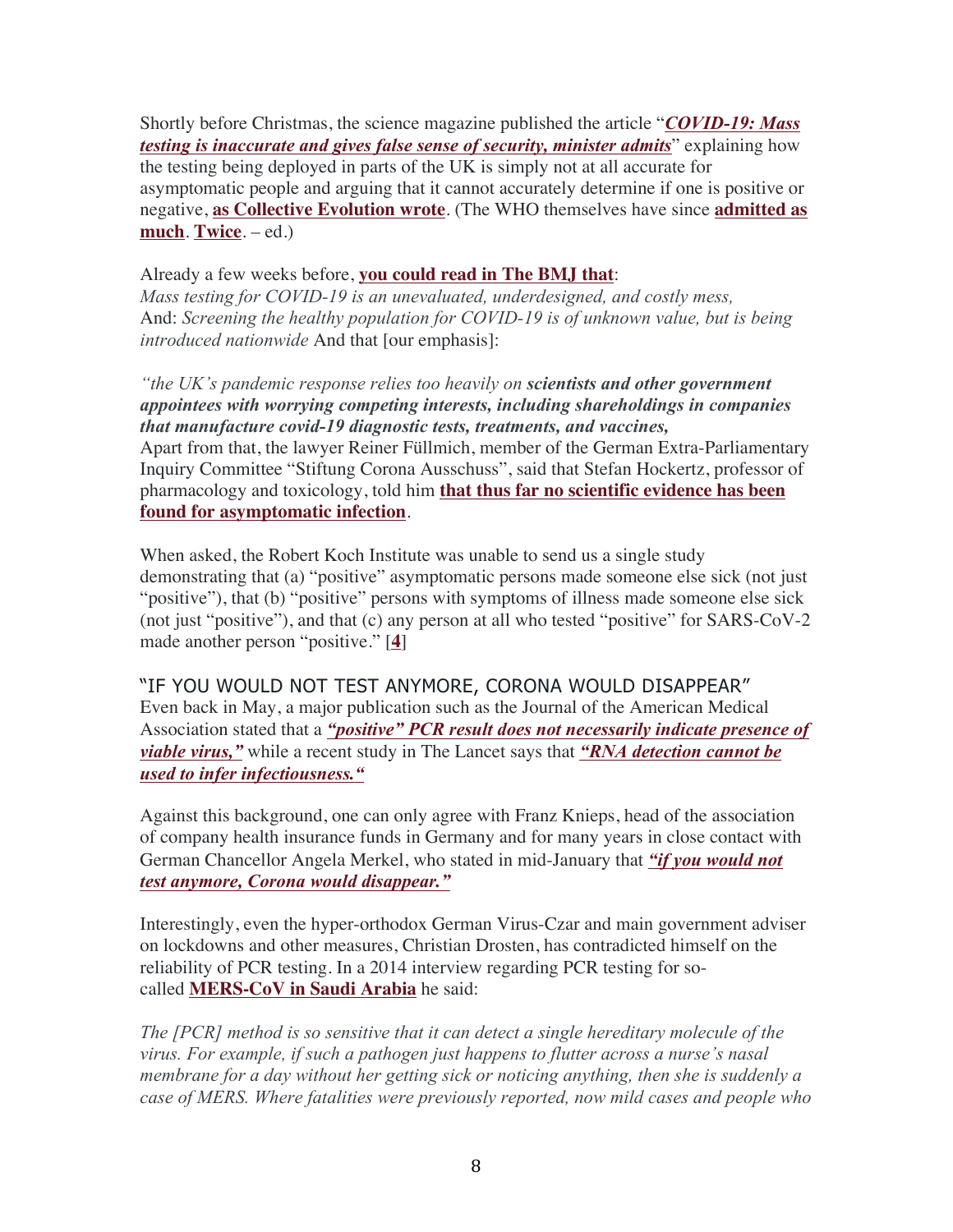Shortly before Christmas, the science magazine published the article "***COVID-19: Mass testing is inaccurate and gives false sense of security, minister admits***" explaining how the testing being deployed in parts of the UK is simply not at all accurate for asymptomatic people and arguing that it cannot accurately determine if one is positive or negative, **as Collective Evolution wrote**. (The WHO themselves have since **admitted as much**. **Twice**. – ed.)

Already a few weeks before, **you could read in The BMJ that**:
*Mass testing for COVID-19 is an unevaluated, underdesigned, and costly mess,*
And: *Screening the healthy population for COVID-19 is of unknown value, but is being introduced nationwide* And that [our emphasis]:

*"the UK's pandemic response relies too heavily on* ***scientists and other government appointees with worrying competing interests, including shareholdings in companies that manufacture covid-19 diagnostic tests, treatments, and vaccines,***
Apart from that, the lawyer Reiner Füllmich, member of the German Extra-Parliamentary Inquiry Committee "Stiftung Corona Ausschuss", said that Stefan Hockertz, professor of pharmacology and toxicology, told him **that thus far no scientific evidence has been found for asymptomatic infection**.

When asked, the Robert Koch Institute was unable to send us a single study demonstrating that (a) "positive" asymptomatic persons made someone else sick (not just "positive"), that (b) "positive" persons with symptoms of illness made someone else sick (not just "positive"), and that (c) any person at all who tested "positive" for SARS-CoV-2 made another person "positive." [**4**]

## "IF YOU WOULD NOT TEST ANYMORE, CORONA WOULD DISAPPEAR"

Even back in May, a major publication such as the Journal of the American Medical Association stated that a ***"positive" PCR result does not necessarily indicate presence of viable virus,"*** while a recent study in The Lancet says that ***"RNA detection cannot be used to infer infectiousness."***

Against this background, one can only agree with Franz Knieps, head of the association of company health insurance funds in Germany and for many years in close contact with German Chancellor Angela Merkel, who stated in mid-January that ***"if you would not test anymore, Corona would disappear."***

Interestingly, even the hyper-orthodox German Virus-Czar and main government adviser on lockdowns and other measures, Christian Drosten, has contradicted himself on the reliability of PCR testing. In a 2014 interview regarding PCR testing for so-called **MERS-CoV in Saudi Arabia** he said:

*The [PCR] method is so sensitive that it can detect a single hereditary molecule of the virus. For example, if such a pathogen just happens to flutter across a nurse's nasal membrane for a day without her getting sick or noticing anything, then she is suddenly a case of MERS. Where fatalities were previously reported, now mild cases and people who*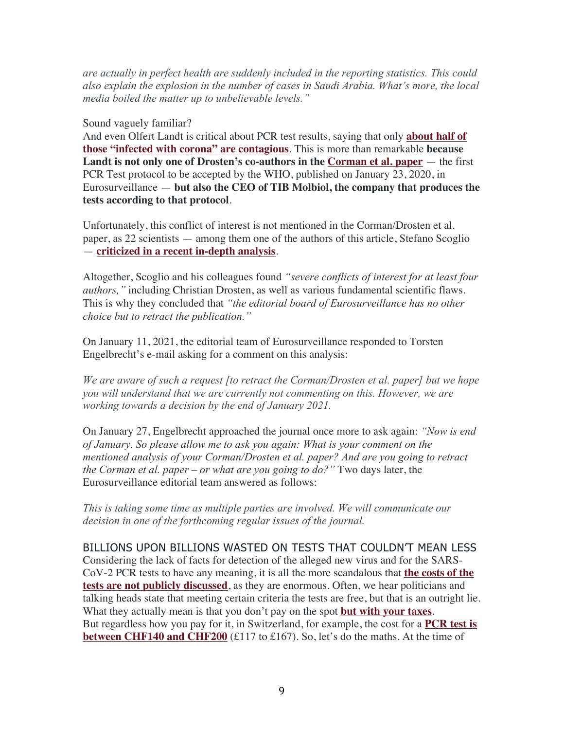*are actually in perfect health are suddenly included in the reporting statistics. This could also explain the explosion in the number of cases in Saudi Arabia. What's more, the local media boiled the matter up to unbelievable levels."*

Sound vaguely familiar?
And even Olfert Landt is critical about PCR test results, saying that only **about half of those "infected with corona" are contagious**. This is more than remarkable **because Landt is not only one of Drosten's co-authors in the Corman et al. paper** — the first PCR Test protocol to be accepted by the WHO, published on January 23, 2020, in Eurosurveillance — **but also the CEO of TIB Molbiol, the company that produces the tests according to that protocol**.

Unfortunately, this conflict of interest is not mentioned in the Corman/Drosten et al. paper, as 22 scientists — among them one of the authors of this article, Stefano Scoglio — **criticized in a recent in-depth analysis**.

Altogether, Scoglio and his colleagues found *"severe conflicts of interest for at least four authors,"* including Christian Drosten, as well as various fundamental scientific flaws. This is why they concluded that *"the editorial board of Eurosurveillance has no other choice but to retract the publication."*

On January 11, 2021, the editorial team of Eurosurveillance responded to Torsten Engelbrecht's e-mail asking for a comment on this analysis:

*We are aware of such a request [to retract the Corman/Drosten et al. paper] but we hope you will understand that we are currently not commenting on this. However, we are working towards a decision by the end of January 2021.*

On January 27, Engelbrecht approached the journal once more to ask again: *"Now is end of January. So please allow me to ask you again: What is your comment on the mentioned analysis of your Corman/Drosten et al. paper? And are you going to retract the Corman et al. paper – or what are you going to do?"* Two days later, the Eurosurveillance editorial team answered as follows:

*This is taking some time as multiple parties are involved. We will communicate our decision in one of the forthcoming regular issues of the journal.*

## BILLIONS UPON BILLIONS WASTED ON TESTS THAT COULDN'T MEAN LESS

Considering the lack of facts for detection of the alleged new virus and for the SARS-CoV-2 PCR tests to have any meaning, it is all the more scandalous that **the costs of the tests are not publicly discussed**, as they are enormous. Often, we hear politicians and talking heads state that meeting certain criteria the tests are free, but that is an outright lie. What they actually mean is that you don't pay on the spot **but with your taxes**.
But regardless how you pay for it, in Switzerland, for example, the cost for a **PCR test is between CHF140 and CHF200** (£117 to £167). So, let's do the maths. At the time of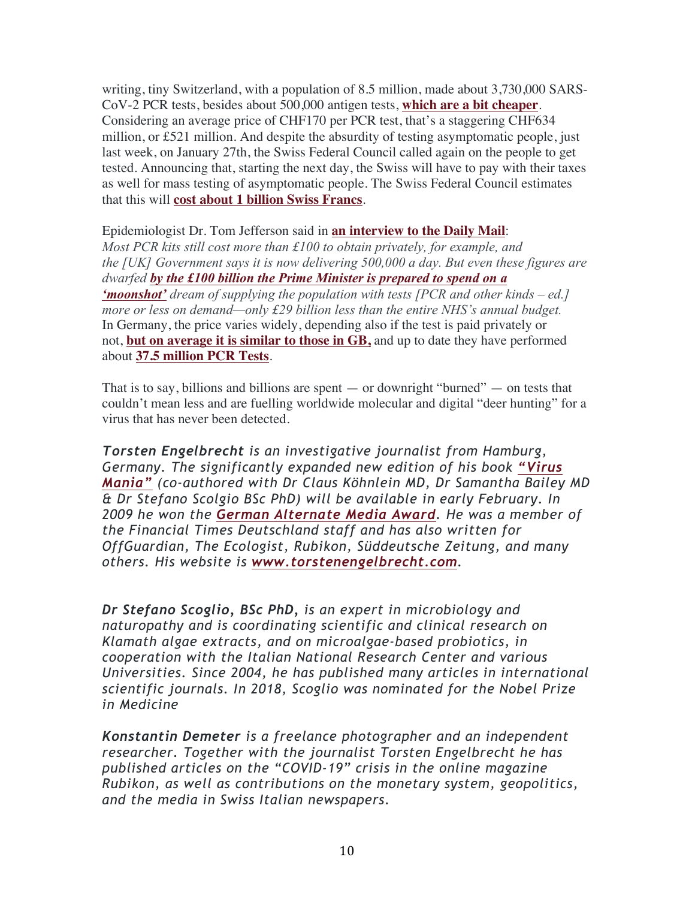writing, tiny Switzerland, with a population of 8.5 million, made about 3,730,000 SARS-CoV-2 PCR tests, besides about 500,000 antigen tests, **which are a bit cheaper**. Considering an average price of CHF170 per PCR test, that's a staggering CHF634 million, or £521 million. And despite the absurdity of testing asymptomatic people, just last week, on January 27th, the Swiss Federal Council called again on the people to get tested. Announcing that, starting the next day, the Swiss will have to pay with their taxes as well for mass testing of asymptomatic people. The Swiss Federal Council estimates that this will **cost about 1 billion Swiss Francs**.

Epidemiologist Dr. Tom Jefferson said in **an interview to the Daily Mail**:

*Most PCR kits still cost more than £100 to obtain privately, for example, and the [UK] Government says it is now delivering 500,000 a day. But even these figures are dwarfed* ***by the £100 billion the Prime Minister is prepared to spend on a 'moonshot'*** *dream of supplying the population with tests [PCR and other kinds – ed.] more or less on demand—only £29 billion less than the entire NHS's annual budget.*

In Germany, the price varies widely, depending also if the test is paid privately or not, **but on average it is similar to those in GB,** and up to date they have performed about **37.5 million PCR Tests**.

That is to say, billions and billions are spent — or downright "burned" — on tests that couldn't mean less and are fuelling worldwide molecular and digital "deer hunting" for a virus that has never been detected.

***Torsten Engelbrecht*** *is an investigative journalist from Hamburg, Germany. The significantly expanded new edition of his book* ***"Virus Mania"*** *(co-authored with Dr Claus Köhnlein MD, Dr Samantha Bailey MD & Dr Stefano Scolgio BSc PhD) will be available in early February. In 2009 he won the* ***German Alternate Media Award****. He was a member of the Financial Times Deutschland staff and has also written for OffGuardian, The Ecologist, Rubikon, Süddeutsche Zeitung, and many others. His website is* ***www.torstenengelbrecht.com****.*

***Dr Stefano Scoglio, BSc PhD,*** *is an expert in microbiology and naturopathy and is coordinating scientific and clinical research on Klamath algae extracts, and on microalgae-based probiotics, in cooperation with the Italian National Research Center and various Universities. Since 2004, he has published many articles in international scientific journals. In 2018, Scoglio was nominated for the Nobel Prize in Medicine*

***Konstantin Demeter*** *is a freelance photographer and an independent researcher. Together with the journalist Torsten Engelbrecht he has published articles on the "COVID-19" crisis in the online magazine Rubikon, as well as contributions on the monetary system, geopolitics, and the media in Swiss Italian newspapers.*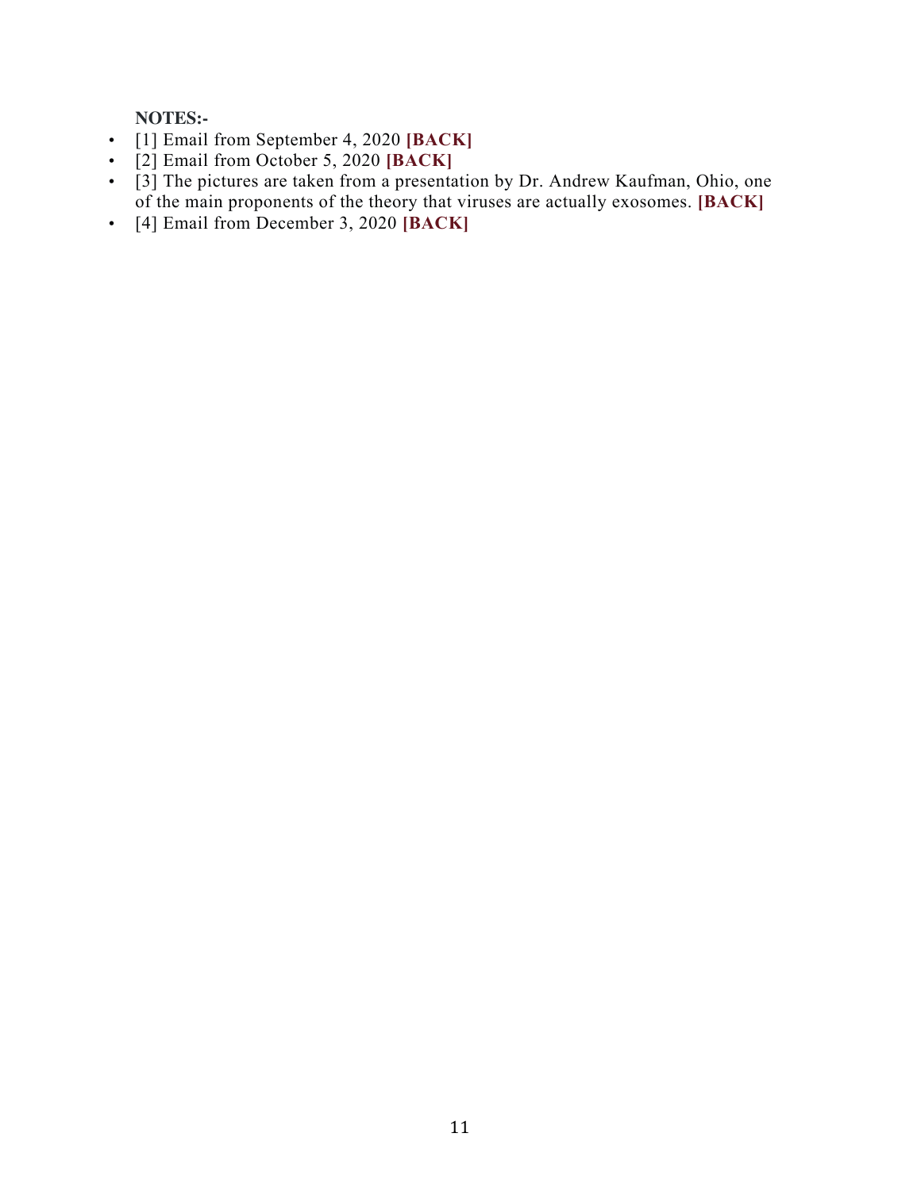**NOTES:-**

- [1] Email from September 4, 2020 **[BACK]**
- [2] Email from October 5, 2020 **[BACK]**
- [3] The pictures are taken from a presentation by Dr. Andrew Kaufman, Ohio, one of the main proponents of the theory that viruses are actually exosomes. **[BACK]**
- [4] Email from December 3, 2020 **[BACK]**